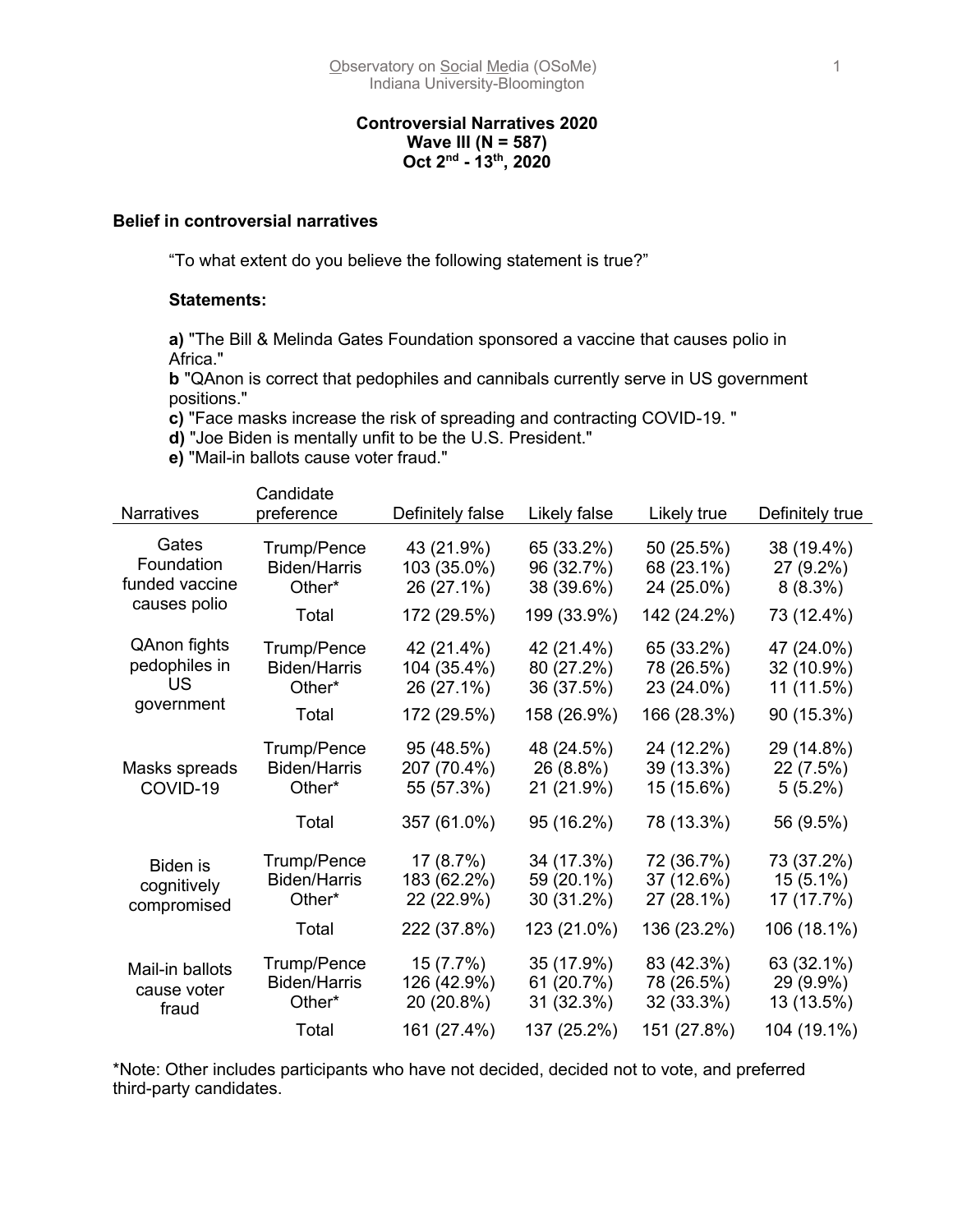# Controversial Narratives 2020
## Wave III (N = 587)
## Oct 2nd - 13th, 2020

### Belief in controversial narratives

"To what extent do you believe the following statement is true?"

**Statements:**

**a)** "The Bill & Melinda Gates Foundation sponsored a vaccine that causes polio in Africa."
**b** "QAnon is correct that pedophiles and cannibals currently serve in US government positions."
**c)** "Face masks increase the risk of spreading and contracting COVID-19. "
**d)** "Joe Biden is mentally unfit to be the U.S. President."
**e)** "Mail-in ballots cause voter fraud."

| Narratives | Candidate preference | Definitely false | Likely false | Likely true | Definitely true |
|---|---|---|---|---|---|
| Gates Foundation funded vaccine causes polio | Trump/Pence | 43 (21.9%) | 65 (33.2%) | 50 (25.5%) | 38 (19.4%) |
| | Biden/Harris | 103 (35.0%) | 96 (32.7%) | 68 (23.1%) | 27 (9.2%) |
| | Other* | 26 (27.1%) | 38 (39.6%) | 24 (25.0%) | 8 (8.3%) |
| | Total | 172 (29.5%) | 199 (33.9%) | 142 (24.2%) | 73 (12.4%) |
| QAnon fights pedophiles in US government | Trump/Pence | 42 (21.4%) | 42 (21.4%) | 65 (33.2%) | 47 (24.0%) |
| | Biden/Harris | 104 (35.4%) | 80 (27.2%) | 78 (26.5%) | 32 (10.9%) |
| | Other* | 26 (27.1%) | 36 (37.5%) | 23 (24.0%) | 11 (11.5%) |
| | Total | 172 (29.5%) | 158 (26.9%) | 166 (28.3%) | 90 (15.3%) |
| Masks spreads COVID-19 | Trump/Pence | 95 (48.5%) | 48 (24.5%) | 24 (12.2%) | 29 (14.8%) |
| | Biden/Harris | 207 (70.4%) | 26 (8.8%) | 39 (13.3%) | 22 (7.5%) |
| | Other* | 55 (57.3%) | 21 (21.9%) | 15 (15.6%) | 5 (5.2%) |
| | Total | 357 (61.0%) | 95 (16.2%) | 78 (13.3%) | 56 (9.5%) |
| Biden is cognitively compromised | Trump/Pence | 17 (8.7%) | 34 (17.3%) | 72 (36.7%) | 73 (37.2%) |
| | Biden/Harris | 183 (62.2%) | 59 (20.1%) | 37 (12.6%) | 15 (5.1%) |
| | Other* | 22 (22.9%) | 30 (31.2%) | 27 (28.1%) | 17 (17.7%) |
| | Total | 222 (37.8%) | 123 (21.0%) | 136 (23.2%) | 106 (18.1%) |
| Mail-in ballots cause voter fraud | Trump/Pence | 15 (7.7%) | 35 (17.9%) | 83 (42.3%) | 63 (32.1%) |
| | Biden/Harris | 126 (42.9%) | 61 (20.7%) | 78 (26.5%) | 29 (9.9%) |
| | Other* | 20 (20.8%) | 31 (32.3%) | 32 (33.3%) | 13 (13.5%) |
| | Total | 161 (27.4%) | 137 (25.2%) | 151 (27.8%) | 104 (19.1%) |

*Note: Other includes participants who have not decided, decided not to vote, and preferred third-party candidates.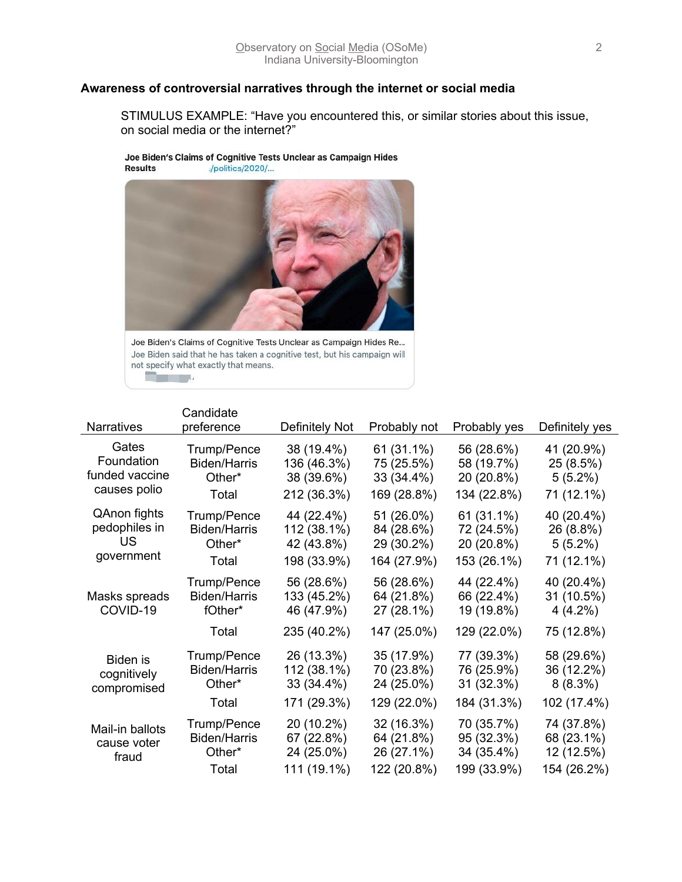**Awareness of controversial narratives through the internet or social media**

> STIMULUS EXAMPLE: "Have you encountered this, or similar stories about this issue, on social media or the internet?"

| Narratives | Candidate preference | Definitely Not | Probably not | Probably yes | Definitely yes |
|---|---|---|---|---|---|
| Gates Foundation funded vaccine causes polio | Trump/Pence | 38 (19.4%) | 61 (31.1%) | 56 (28.6%) | 41 (20.9%) |
| | Biden/Harris | 136 (46.3%) | 75 (25.5%) | 58 (19.7%) | 25 (8.5%) |
| | Other* | 38 (39.6%) | 33 (34.4%) | 20 (20.8%) | 5 (5.2%) |
| | Total | 212 (36.3%) | 169 (28.8%) | 134 (22.8%) | 71 (12.1%) |
| QAnon fights pedophiles in US government | Trump/Pence | 44 (22.4%) | 51 (26.0%) | 61 (31.1%) | 40 (20.4%) |
| | Biden/Harris | 112 (38.1%) | 84 (28.6%) | 72 (24.5%) | 26 (8.8%) |
| | Other* | 42 (43.8%) | 29 (30.2%) | 20 (20.8%) | 5 (5.2%) |
| | Total | 198 (33.9%) | 164 (27.9%) | 153 (26.1%) | 71 (12.1%) |
| Masks spreads COVID-19 | Trump/Pence | 56 (28.6%) | 56 (28.6%) | 44 (22.4%) | 40 (20.4%) |
| | Biden/Harris | 133 (45.2%) | 64 (21.8%) | 66 (22.4%) | 31 (10.5%) |
| | fOther* | 46 (47.9%) | 27 (28.1%) | 19 (19.8%) | 4 (4.2%) |
| | Total | 235 (40.2%) | 147 (25.0%) | 129 (22.0%) | 75 (12.8%) |
| Biden is cognitively compromised | Trump/Pence | 26 (13.3%) | 35 (17.9%) | 77 (39.3%) | 58 (29.6%) |
| | Biden/Harris | 112 (38.1%) | 70 (23.8%) | 76 (25.9%) | 36 (12.2%) |
| | Other* | 33 (34.4%) | 24 (25.0%) | 31 (32.3%) | 8 (8.3%) |
| | Total | 171 (29.3%) | 129 (22.0%) | 184 (31.3%) | 102 (17.4%) |
| Mail-in ballots cause voter fraud | Trump/Pence | 20 (10.2%) | 32 (16.3%) | 70 (35.7%) | 74 (37.8%) |
| | Biden/Harris | 67 (22.8%) | 64 (21.8%) | 95 (32.3%) | 68 (23.1%) |
| | Other* | 24 (25.0%) | 26 (27.1%) | 34 (35.4%) | 12 (12.5%) |
| | Total | 111 (19.1%) | 122 (20.8%) | 199 (33.9%) | 154 (26.2%) |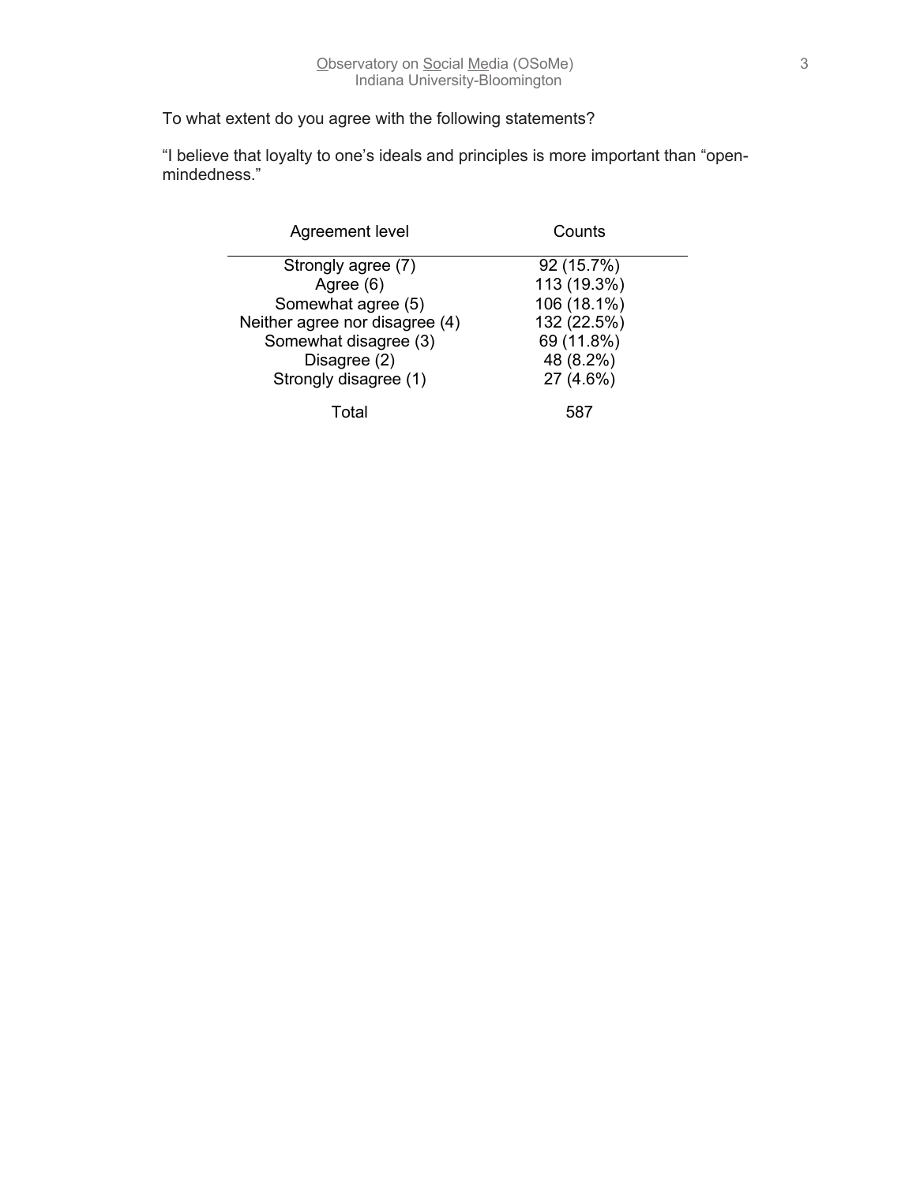To what extent do you agree with the following statements?

“I believe that loyalty to one’s ideals and principles is more important than “open-mindedness.”

| Agreement level | Counts |
|---|---|
| Strongly agree (7) | 92 (15.7%) |
| Agree (6) | 113 (19.3%) |
| Somewhat agree (5) | 106 (18.1%) |
| Neither agree nor disagree (4) | 132 (22.5%) |
| Somewhat disagree (3) | 69 (11.8%) |
| Disagree (2) | 48 (8.2%) |
| Strongly disagree (1) | 27 (4.6%) |
| Total | 587 |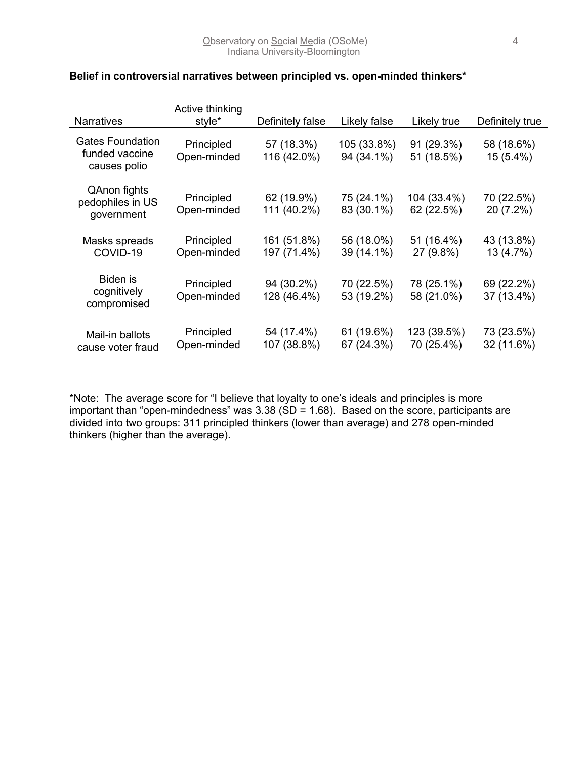**Belief in controversial narratives between principled vs. open-minded thinkers***

| Narratives | Active thinking style* | Definitely false | Likely false | Likely true | Definitely true |
|---|---|---|---|---|---|
| Gates Foundation funded vaccine causes polio | Principled | 57 (18.3%) | 105 (33.8%) | 91 (29.3%) | 58 (18.6%) |
| | Open-minded | 116 (42.0%) | 94 (34.1%) | 51 (18.5%) | 15 (5.4%) |
| QAnon fights pedophiles in US government | Principled | 62 (19.9%) | 75 (24.1%) | 104 (33.4%) | 70 (22.5%) |
| | Open-minded | 111 (40.2%) | 83 (30.1%) | 62 (22.5%) | 20 (7.2%) |
| Masks spreads COVID-19 | Principled | 161 (51.8%) | 56 (18.0%) | 51 (16.4%) | 43 (13.8%) |
| | Open-minded | 197 (71.4%) | 39 (14.1%) | 27 (9.8%) | 13 (4.7%) |
| Biden is cognitively compromised | Principled | 94 (30.2%) | 70 (22.5%) | 78 (25.1%) | 69 (22.2%) |
| | Open-minded | 128 (46.4%) | 53 (19.2%) | 58 (21.0%) | 37 (13.4%) |
| Mail-in ballots cause voter fraud | Principled | 54 (17.4%) | 61 (19.6%) | 123 (39.5%) | 73 (23.5%) |
| | Open-minded | 107 (38.8%) | 67 (24.3%) | 70 (25.4%) | 32 (11.6%) |

*Note: The average score for "I believe that loyalty to one's ideals and principles is more important than "open-mindedness" was 3.38 (SD = 1.68). Based on the score, participants are divided into two groups: 311 principled thinkers (lower than average) and 278 open-minded thinkers (higher than the average).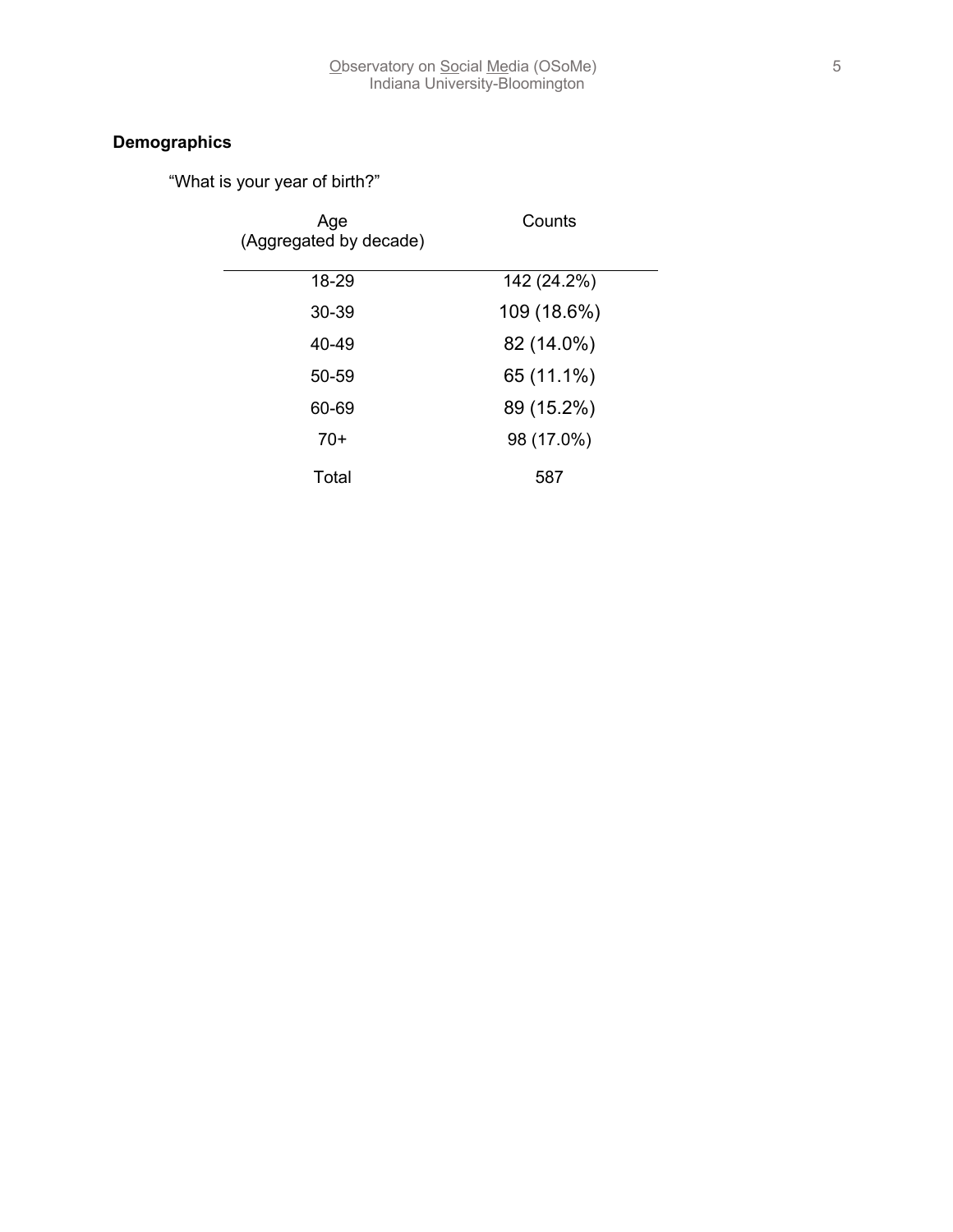## Demographics

"What is your year of birth?"

| Age (Aggregated by decade) | Counts |
|---|---|
| 18-29 | 142 (24.2%) |
| 30-39 | 109 (18.6%) |
| 40-49 | 82 (14.0%) |
| 50-59 | 65 (11.1%) |
| 60-69 | 89 (15.2%) |
| 70+ | 98 (17.0%) |
| Total | 587 |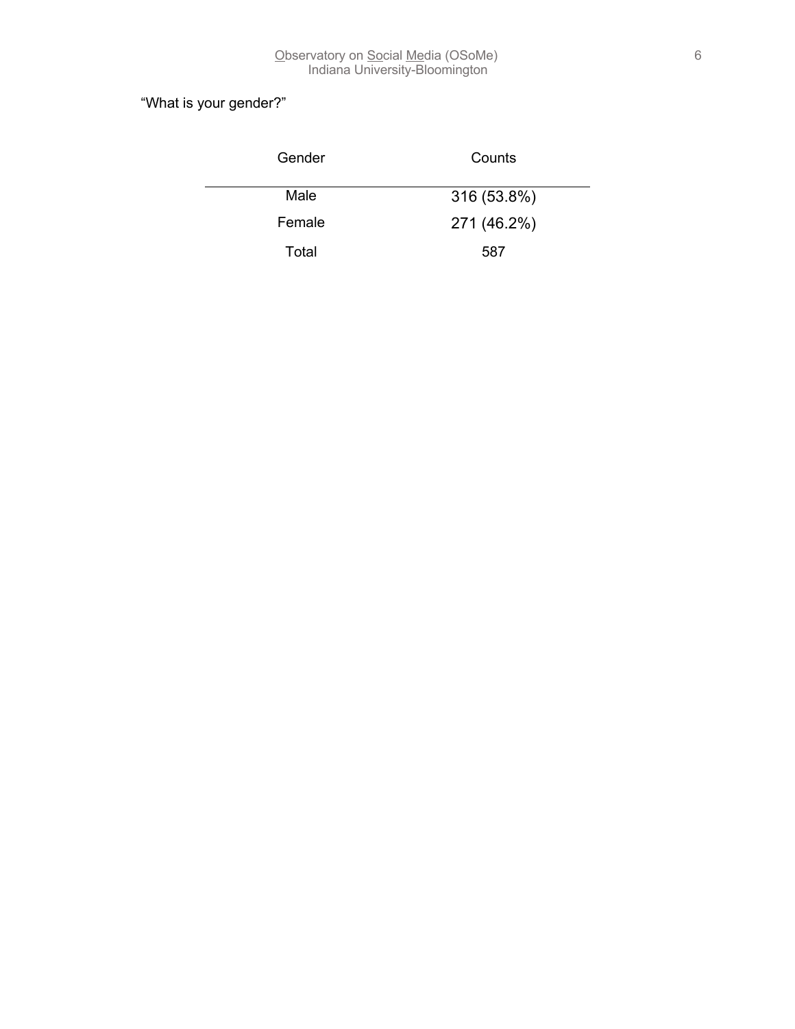"What is your gender?"

| Gender | Counts |
|---|---|
| Male | 316 (53.8%) |
| Female | 271 (46.2%) |
| Total | 587 |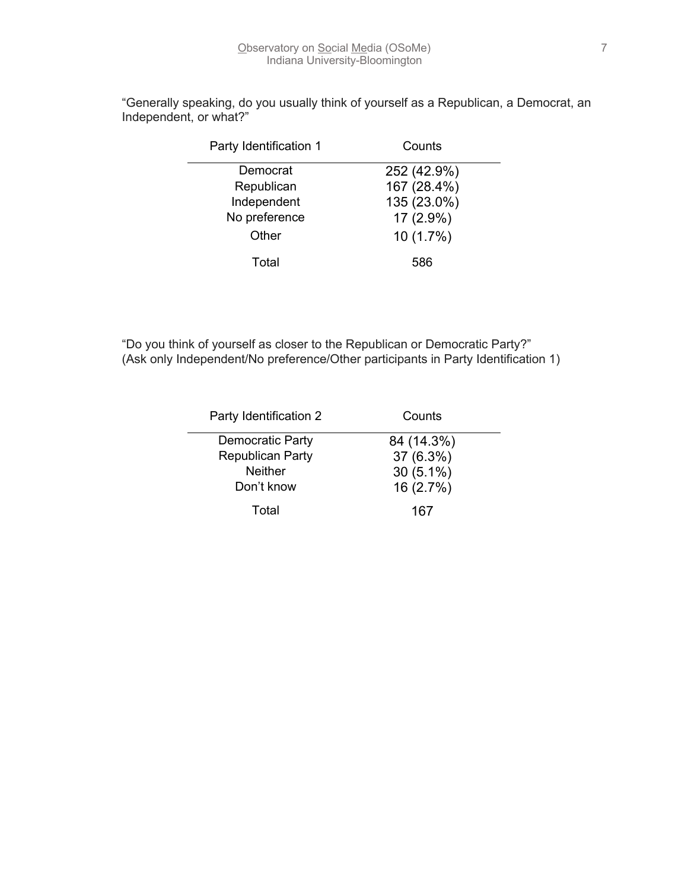"Generally speaking, do you usually think of yourself as a Republican, a Democrat, an Independent, or what?"

| Party Identification 1 | Counts |
|---|---|
| Democrat | 252 (42.9%) |
| Republican | 167 (28.4%) |
| Independent | 135 (23.0%) |
| No preference | 17 (2.9%) |
| Other | 10 (1.7%) |
| Total | 586 |

"Do you think of yourself as closer to the Republican or Democratic Party?"
(Ask only Independent/No preference/Other participants in Party Identification 1)

| Party Identification 2 | Counts |
|---|---|
| Democratic Party | 84 (14.3%) |
| Republican Party | 37 (6.3%) |
| Neither | 30 (5.1%) |
| Don't know | 16 (2.7%) |
| Total | 167 |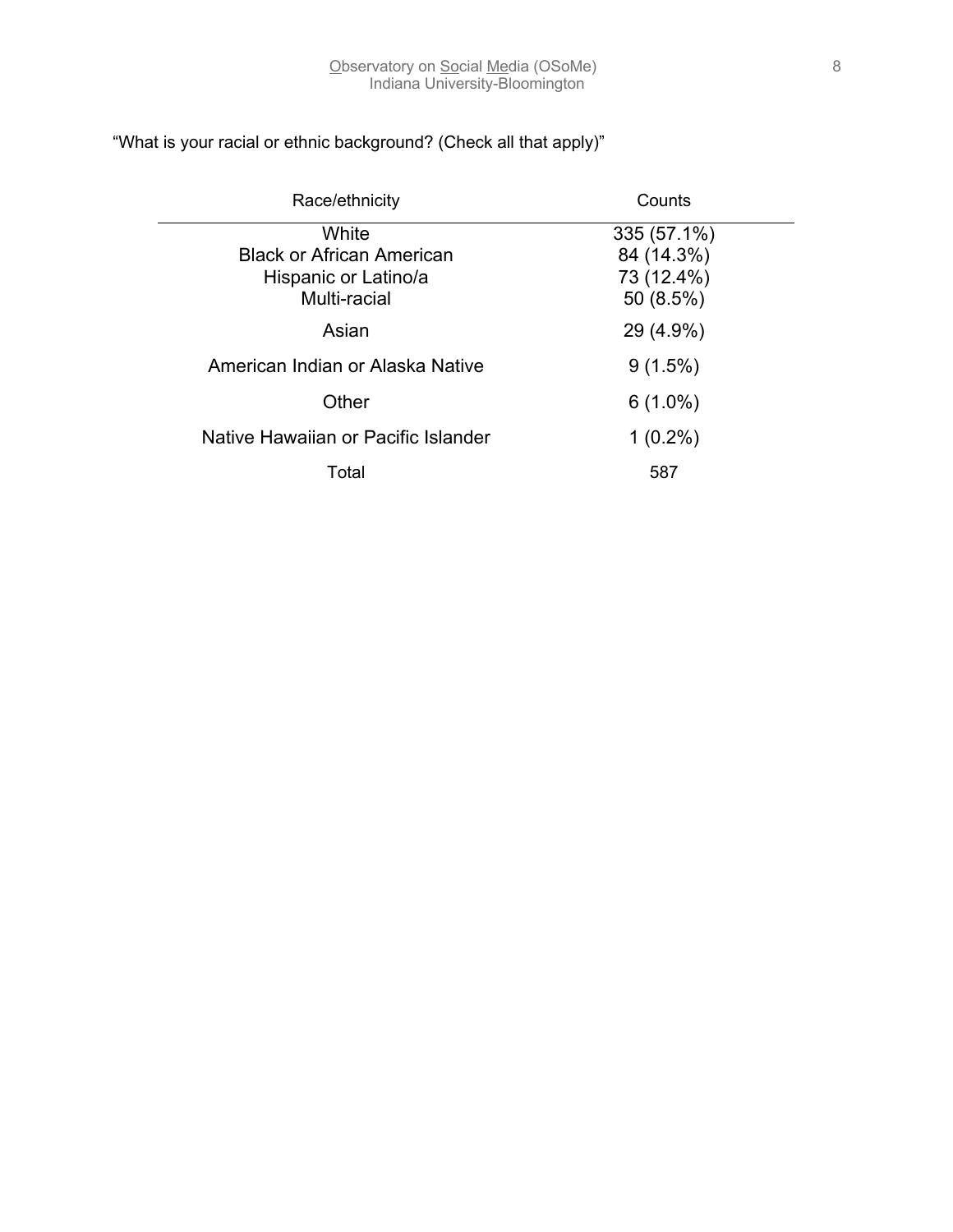"What is your racial or ethnic background? (Check all that apply)"

| Race/ethnicity | Counts |
|---|---|
| White | 335 (57.1%) |
| Black or African American | 84 (14.3%) |
| Hispanic or Latino/a | 73 (12.4%) |
| Multi-racial | 50 (8.5%) |
| Asian | 29 (4.9%) |
| American Indian or Alaska Native | 9 (1.5%) |
| Other | 6 (1.0%) |
| Native Hawaiian or Pacific Islander | 1 (0.2%) |
| Total | 587 |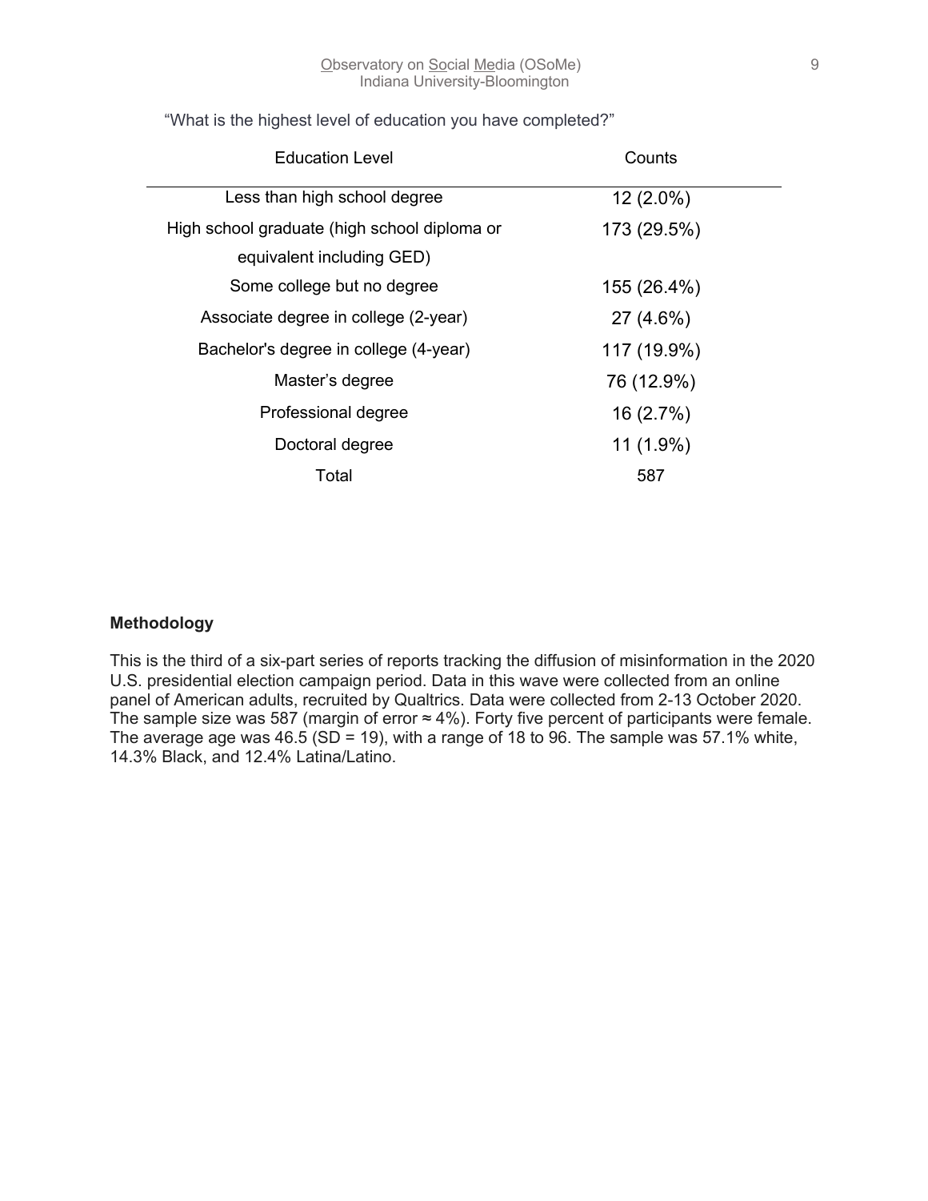"What is the highest level of education you have completed?"

| Education Level | Counts |
| --- | --- |
| Less than high school degree | 12 (2.0%) |
| High school graduate (high school diploma or equivalent including GED) | 173 (29.5%) |
| Some college but no degree | 155 (26.4%) |
| Associate degree in college (2-year) | 27 (4.6%) |
| Bachelor's degree in college (4-year) | 117 (19.9%) |
| Master's degree | 76 (12.9%) |
| Professional degree | 16 (2.7%) |
| Doctoral degree | 11 (1.9%) |
| Total | 587 |

**Methodology**

This is the third of a six-part series of reports tracking the diffusion of misinformation in the 2020 U.S. presidential election campaign period. Data in this wave were collected from an online panel of American adults, recruited by Qualtrics. Data were collected from 2-13 October 2020. The sample size was 587 (margin of error ≈ 4%). Forty five percent of participants were female. The average age was 46.5 (SD = 19), with a range of 18 to 96. The sample was 57.1% white, 14.3% Black, and 12.4% Latina/Latino.